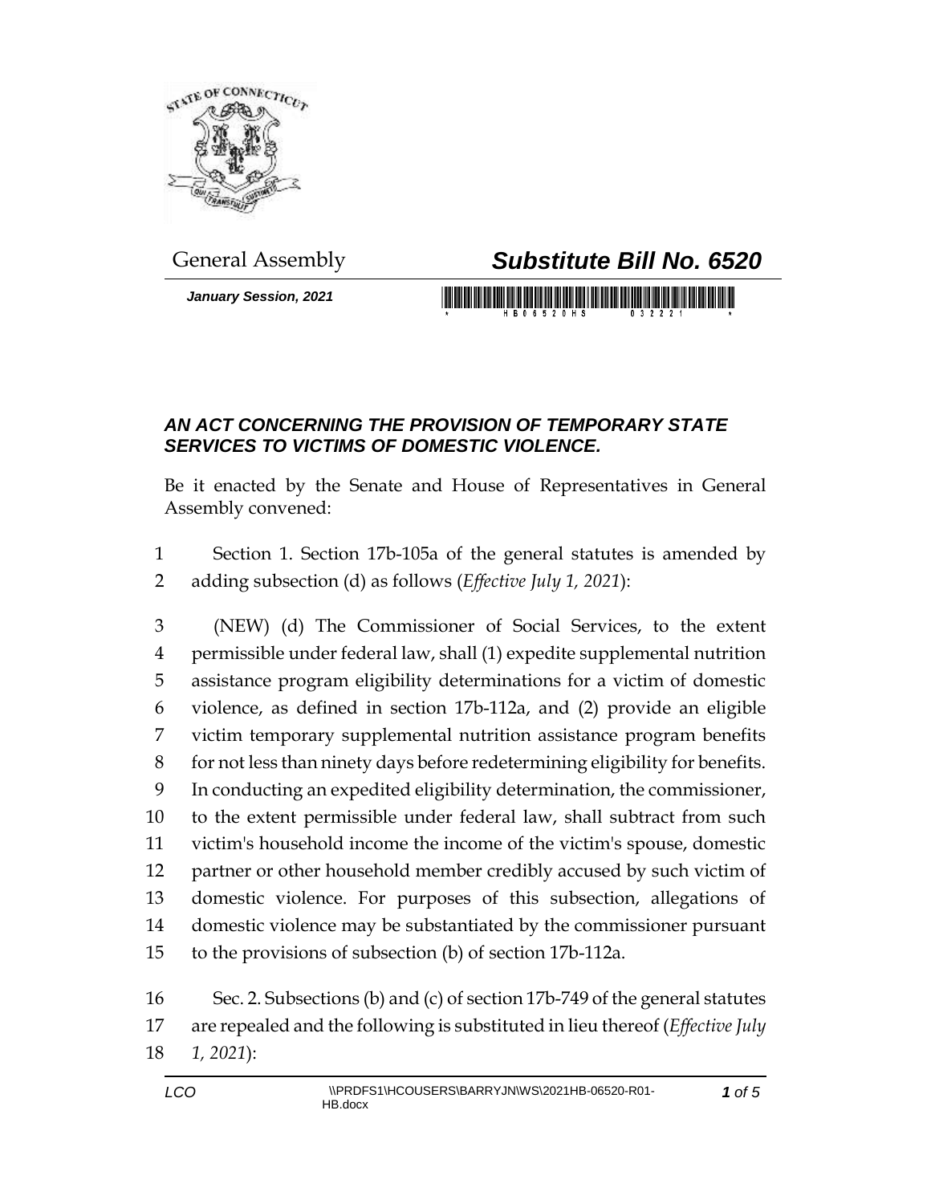General Assembly

# *Substitute Bill No. 6520*

***January Session, 2021***

## *AN ACT CONCERNING THE PROVISION OF TEMPORARY STATE SERVICES TO VICTIMS OF DOMESTIC VIOLENCE.*

Be it enacted by the Senate and House of Representatives in General Assembly convened:

1 Section 1. Section 17b-105a of the general statutes is amended by
2 adding subsection (d) as follows (*Effective July 1, 2021*):

3 (NEW) (d) The Commissioner of Social Services, to the extent
4 permissible under federal law, shall (1) expedite supplemental nutrition
5 assistance program eligibility determinations for a victim of domestic
6 violence, as defined in section 17b-112a, and (2) provide an eligible
7 victim temporary supplemental nutrition assistance program benefits
8 for not less than ninety days before redetermining eligibility for benefits.
9 In conducting an expedited eligibility determination, the commissioner,
10 to the extent permissible under federal law, shall subtract from such
11 victim's household income the income of the victim's spouse, domestic
12 partner or other household member credibly accused by such victim of
13 domestic violence. For purposes of this subsection, allegations of
14 domestic violence may be substantiated by the commissioner pursuant
15 to the provisions of subsection (b) of section 17b-112a.

16 Sec. 2. Subsections (b) and (c) of section 17b-749 of the general statutes
17 are repealed and the following is substituted in lieu thereof (*Effective July*
18 *1, 2021*):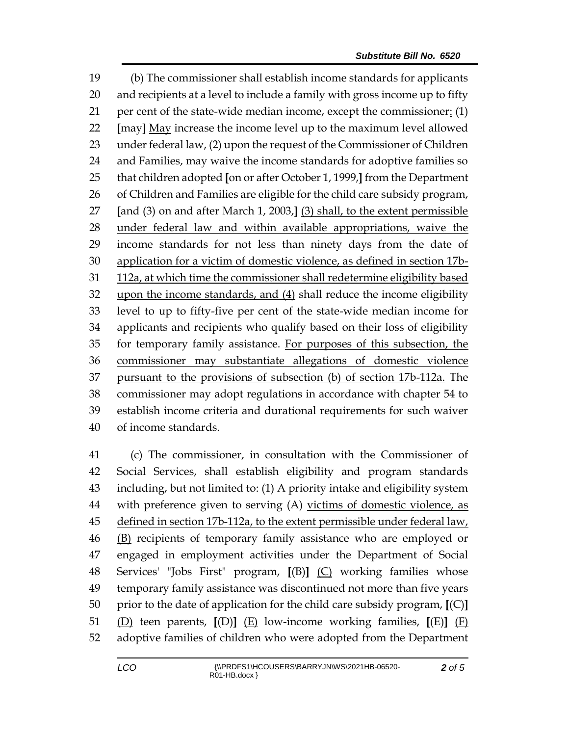19 (b) The commissioner shall establish income standards for applicants
20 and recipients at a level to include a family with gross income up to fifty
21 per cent of the state-wide median income, except the commissioner: (1)
22 [may] May increase the income level up to the maximum level allowed
23 under federal law, (2) upon the request of the Commissioner of Children
24 and Families, may waive the income standards for adoptive families so
25 that children adopted [on or after October 1, 1999,] from the Department
26 of Children and Families are eligible for the child care subsidy program,
27 [and (3) on and after March 1, 2003,] (3) shall, to the extent permissible
28 under federal law and within available appropriations, waive the
29 income standards for not less than ninety days from the date of
30 application for a victim of domestic violence, as defined in section 17b-
31 112a, at which time the commissioner shall redetermine eligibility based
32 upon the income standards, and (4) shall reduce the income eligibility
33 level to up to fifty-five per cent of the state-wide median income for
34 applicants and recipients who qualify based on their loss of eligibility
35 for temporary family assistance. For purposes of this subsection, the
36 commissioner may substantiate allegations of domestic violence
37 pursuant to the provisions of subsection (b) of section 17b-112a. The
38 commissioner may adopt regulations in accordance with chapter 54 to
39 establish income criteria and durational requirements for such waiver
40 of income standards.

41 (c) The commissioner, in consultation with the Commissioner of
42 Social Services, shall establish eligibility and program standards
43 including, but not limited to: (1) A priority intake and eligibility system
44 with preference given to serving (A) victims of domestic violence, as
45 defined in section 17b-112a, to the extent permissible under federal law,
46 (B) recipients of temporary family assistance who are employed or
47 engaged in employment activities under the Department of Social
48 Services' "Jobs First" program, [(B)] (C) working families whose
49 temporary family assistance was discontinued not more than five years
50 prior to the date of application for the child care subsidy program, [(C)]
51 (D) teen parents, [(D)] (E) low-income working families, [(E)] (F)
52 adoptive families of children who were adopted from the Department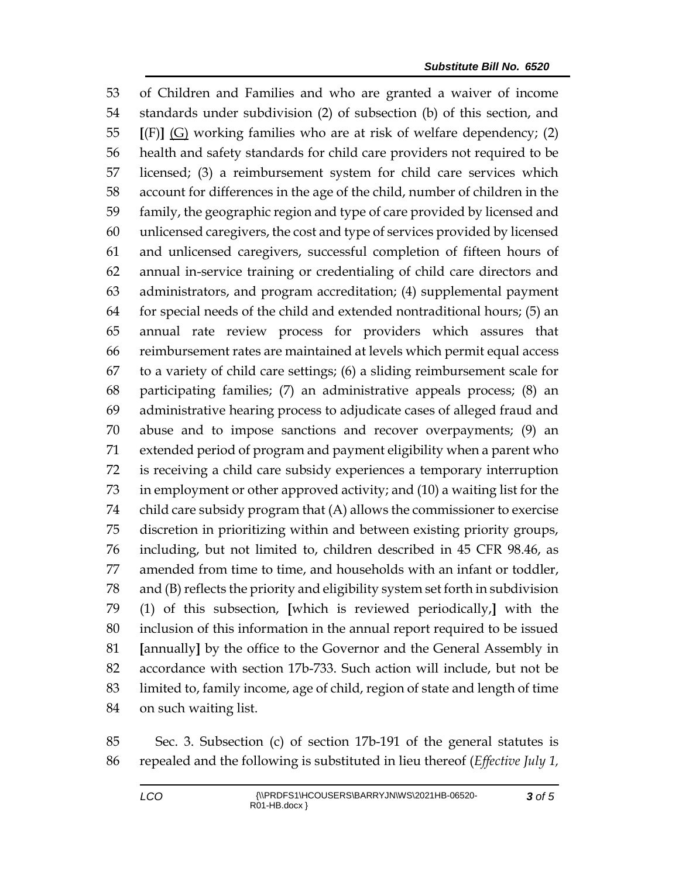of Children and Families and who are granted a waiver of income standards under subdivision (2) of subsection (b) of this section, and [(F)] (G) working families who are at risk of welfare dependency; (2) health and safety standards for child care providers not required to be licensed; (3) a reimbursement system for child care services which account for differences in the age of the child, number of children in the family, the geographic region and type of care provided by licensed and unlicensed caregivers, the cost and type of services provided by licensed and unlicensed caregivers, successful completion of fifteen hours of annual in-service training or credentialing of child care directors and administrators, and program accreditation; (4) supplemental payment for special needs of the child and extended nontraditional hours; (5) an annual rate review process for providers which assures that reimbursement rates are maintained at levels which permit equal access to a variety of child care settings; (6) a sliding reimbursement scale for participating families; (7) an administrative appeals process; (8) an administrative hearing process to adjudicate cases of alleged fraud and abuse and to impose sanctions and recover overpayments; (9) an extended period of program and payment eligibility when a parent who is receiving a child care subsidy experiences a temporary interruption in employment or other approved activity; and (10) a waiting list for the child care subsidy program that (A) allows the commissioner to exercise discretion in prioritizing within and between existing priority groups, including, but not limited to, children described in 45 CFR 98.46, as amended from time to time, and households with an infant or toddler, and (B) reflects the priority and eligibility system set forth in subdivision (1) of this subsection, [which is reviewed periodically,] with the inclusion of this information in the annual report required to be issued [annually] by the office to the Governor and the General Assembly in accordance with section 17b-733. Such action will include, but not be limited to, family income, age of child, region of state and length of time on such waiting list.

Sec. 3. Subsection (c) of section 17b-191 of the general statutes is repealed and the following is substituted in lieu thereof (*Effective July 1,*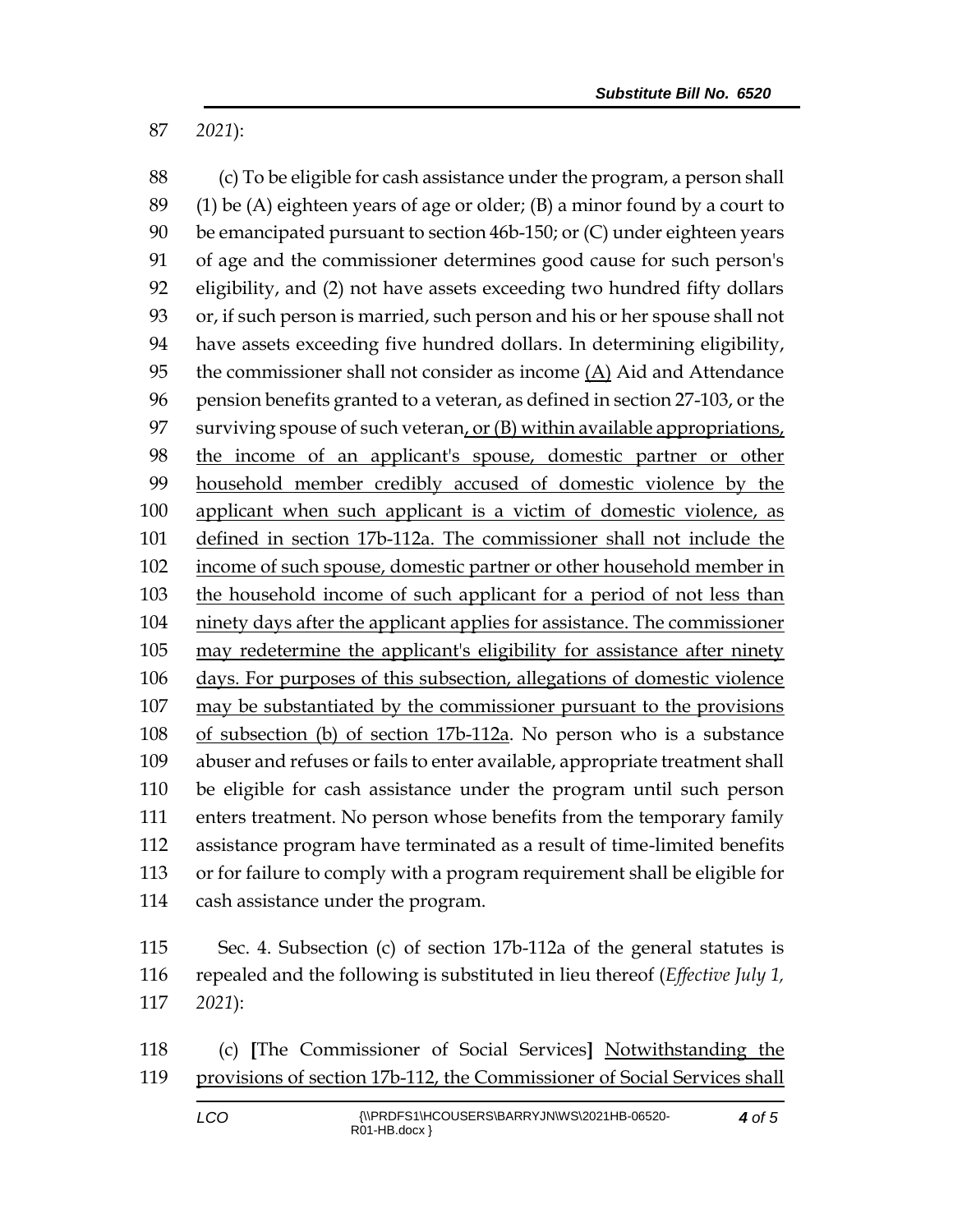87 *2021*):

88 (c) To be eligible for cash assistance under the program, a person shall
89 (1) be (A) eighteen years of age or older; (B) a minor found by a court to
90 be emancipated pursuant to section 46b-150; or (C) under eighteen years
91 of age and the commissioner determines good cause for such person's
92 eligibility, and (2) not have assets exceeding two hundred fifty dollars
93 or, if such person is married, such person and his or her spouse shall not
94 have assets exceeding five hundred dollars. In determining eligibility,
95 the commissioner shall not consider as income <u>(A)</u> Aid and Attendance
96 pension benefits granted to a veteran, as defined in section 27-103, or the
97 surviving spouse of such veteran<u>, or (B) within available appropriations,</u>
98 <u>the income of an applicant's spouse, domestic partner or other</u>
99 <u>household member credibly accused of domestic violence by the</u>
100 <u>applicant when such applicant is a victim of domestic violence, as</u>
101 <u>defined in section 17b-112a. The commissioner shall not include the</u>
102 <u>income of such spouse, domestic partner or other household member in</u>
103 <u>the household income of such applicant for a period of not less than</u>
104 <u>ninety days after the applicant applies for assistance. The commissioner</u>
105 <u>may redetermine the applicant's eligibility for assistance after ninety</u>
106 <u>days. For purposes of this subsection, allegations of domestic violence</u>
107 <u>may be substantiated by the commissioner pursuant to the provisions</u>
108 <u>of subsection (b) of section 17b-112a</u>. No person who is a substance
109 abuser and refuses or fails to enter available, appropriate treatment shall
110 be eligible for cash assistance under the program until such person
111 enters treatment. No person whose benefits from the temporary family
112 assistance program have terminated as a result of time-limited benefits
113 or for failure to comply with a program requirement shall be eligible for
114 cash assistance under the program.

115 Sec. 4. Subsection (c) of section 17b-112a of the general statutes is
116 repealed and the following is substituted in lieu thereof (*Effective July 1,*
117 *2021*):

118 (c) **[**The Commissioner of Social Services**]** <u>Notwithstanding the</u>
119 <u>provisions of section 17b-112, the Commissioner of Social Services shall</u>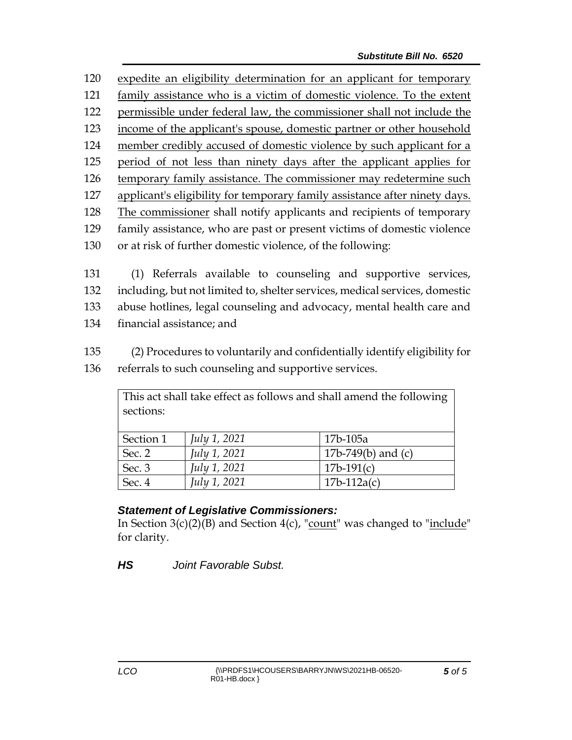120 expedite an eligibility determination for an applicant for temporary
121 family assistance who is a victim of domestic violence. To the extent
122 permissible under federal law, the commissioner shall not include the
123 income of the applicant's spouse, domestic partner or other household
124 member credibly accused of domestic violence by such applicant for a
125 period of not less than ninety days after the applicant applies for
126 temporary family assistance. The commissioner may redetermine such
127 applicant's eligibility for temporary family assistance after ninety days.
128 The commissioner shall notify applicants and recipients of temporary
129 family assistance, who are past or present victims of domestic violence
130 or at risk of further domestic violence, of the following:

131 (1) Referrals available to counseling and supportive services,
132 including, but not limited to, shelter services, medical services, domestic
133 abuse hotlines, legal counseling and advocacy, mental health care and
134 financial assistance; and

135 (2) Procedures to voluntarily and confidentially identify eligibility for
136 referrals to such counseling and supportive services.

| This act shall take effect as follows and shall amend the following sections: | | |
|---|---|---|
| Section 1 | *July 1, 2021* | 17b-105a |
| Sec. 2 | *July 1, 2021* | 17b-749(b) and (c) |
| Sec. 3 | *July 1, 2021* | 17b-191(c) |
| Sec. 4 | *July 1, 2021* | 17b-112a(c) |

***Statement of Legislative Commissioners:***

In Section 3(c)(2)(B) and Section 4(c), "count" was changed to "include" for clarity.

***HS*** *Joint Favorable Subst.*